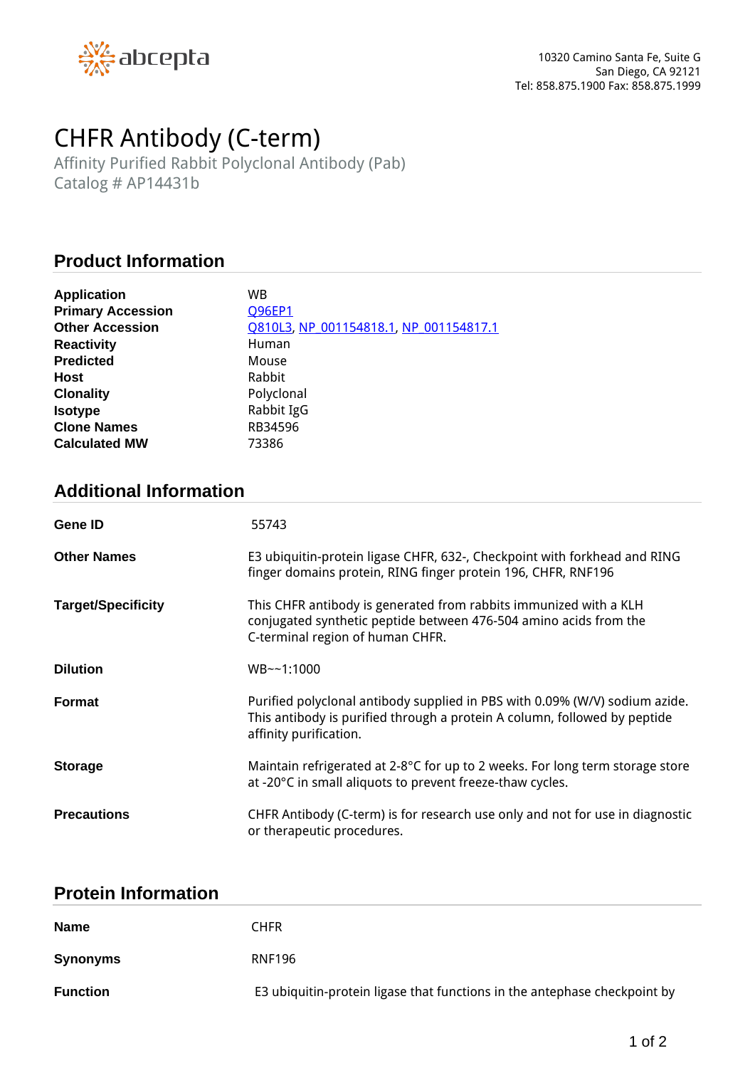abcepta

10320 Camino Santa Fe, Suite G
San Diego, CA 92121
Tel: 858.875.1900 Fax: 858.875.1999

# CHFR Antibody (C-term)

Affinity Purified Rabbit Polyclonal Antibody (Pab)
Catalog # AP14431b

## Product Information

| | |
|---|---|
| **Application** | WB |
| **Primary Accession** | Q96EP1 |
| **Other Accession** | Q810L3, NP_001154818.1, NP_001154817.1 |
| **Reactivity** | Human |
| **Predicted** | Mouse |
| **Host** | Rabbit |
| **Clonality** | Polyclonal |
| **Isotype** | Rabbit IgG |
| **Clone Names** | RB34596 |
| **Calculated MW** | 73386 |

## Additional Information

| | |
|---|---|
| **Gene ID** | 55743 |
| **Other Names** | E3 ubiquitin-protein ligase CHFR, 632-, Checkpoint with forkhead and RING finger domains protein, RING finger protein 196, CHFR, RNF196 |
| **Target/Specificity** | This CHFR antibody is generated from rabbits immunized with a KLH conjugated synthetic peptide between 476-504 amino acids from the C-terminal region of human CHFR. |
| **Dilution** | WB~~1:1000 |
| **Format** | Purified polyclonal antibody supplied in PBS with 0.09% (W/V) sodium azide. This antibody is purified through a protein A column, followed by peptide affinity purification. |
| **Storage** | Maintain refrigerated at 2-8°C for up to 2 weeks. For long term storage store at -20°C in small aliquots to prevent freeze-thaw cycles. |
| **Precautions** | CHFR Antibody (C-term) is for research use only and not for use in diagnostic or therapeutic procedures. |

## Protein Information

| | |
|---|---|
| **Name** | CHFR |
| **Synonyms** | RNF196 |
| **Function** | E3 ubiquitin-protein ligase that functions in the antephase checkpoint by |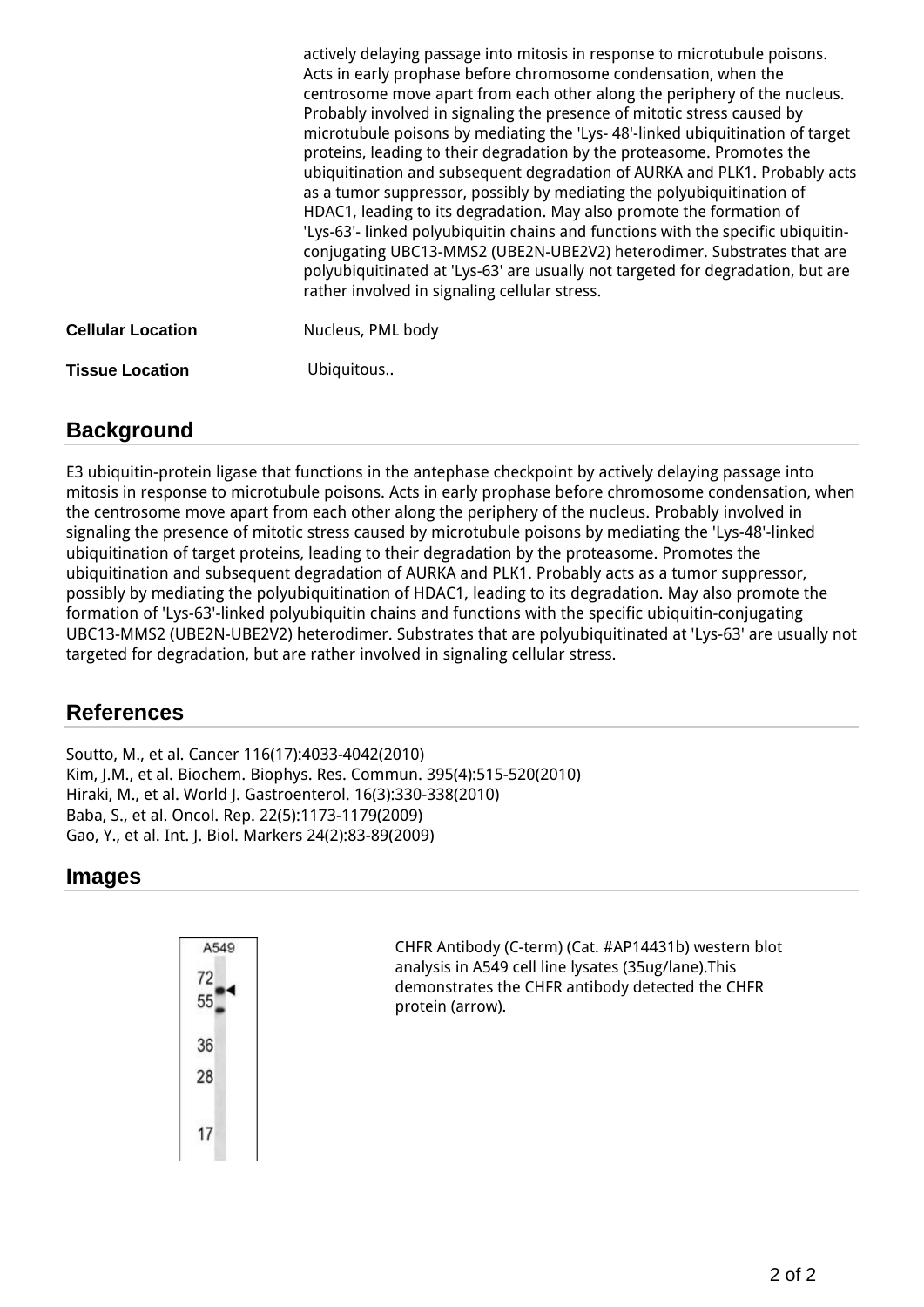| | |
|---|---|
| | actively delaying passage into mitosis in response to microtubule poisons. Acts in early prophase before chromosome condensation, when the centrosome move apart from each other along the periphery of the nucleus. Probably involved in signaling the presence of mitotic stress caused by microtubule poisons by mediating the 'Lys- 48'-linked ubiquitination of target proteins, leading to their degradation by the proteasome. Promotes the ubiquitination and subsequent degradation of AURKA and PLK1. Probably acts as a tumor suppressor, possibly by mediating the polyubiquitination of HDAC1, leading to its degradation. May also promote the formation of 'Lys-63'- linked polyubiquitin chains and functions with the specific ubiquitin-conjugating UBC13-MMS2 (UBE2N-UBE2V2) heterodimer. Substrates that are polyubiquitinated at 'Lys-63' are usually not targeted for degradation, but are rather involved in signaling cellular stress. |
| **Cellular Location** | Nucleus, PML body |
| **Tissue Location** | Ubiquitous.. |

## Background

E3 ubiquitin-protein ligase that functions in the antephase checkpoint by actively delaying passage into mitosis in response to microtubule poisons. Acts in early prophase before chromosome condensation, when the centrosome move apart from each other along the periphery of the nucleus. Probably involved in signaling the presence of mitotic stress caused by microtubule poisons by mediating the 'Lys-48'-linked ubiquitination of target proteins, leading to their degradation by the proteasome. Promotes the ubiquitination and subsequent degradation of AURKA and PLK1. Probably acts as a tumor suppressor, possibly by mediating the polyubiquitination of HDAC1, leading to its degradation. May also promote the formation of 'Lys-63'-linked polyubiquitin chains and functions with the specific ubiquitin-conjugating UBC13-MMS2 (UBE2N-UBE2V2) heterodimer. Substrates that are polyubiquitinated at 'Lys-63' are usually not targeted for degradation, but are rather involved in signaling cellular stress.

## References

Soutto, M., et al. Cancer 116(17):4033-4042(2010)
Kim, J.M., et al. Biochem. Biophys. Res. Commun. 395(4):515-520(2010)
Hiraki, M., et al. World J. Gastroenterol. 16(3):330-338(2010)
Baba, S., et al. Oncol. Rep. 22(5):1173-1179(2009)
Gao, Y., et al. Int. J. Biol. Markers 24(2):83-89(2009)

## Images

A549
72
55
36
28
17

CHFR Antibody (C-term) (Cat. #AP14431b) western blot analysis in A549 cell line lysates (35ug/lane).This demonstrates the CHFR antibody detected the CHFR protein (arrow).